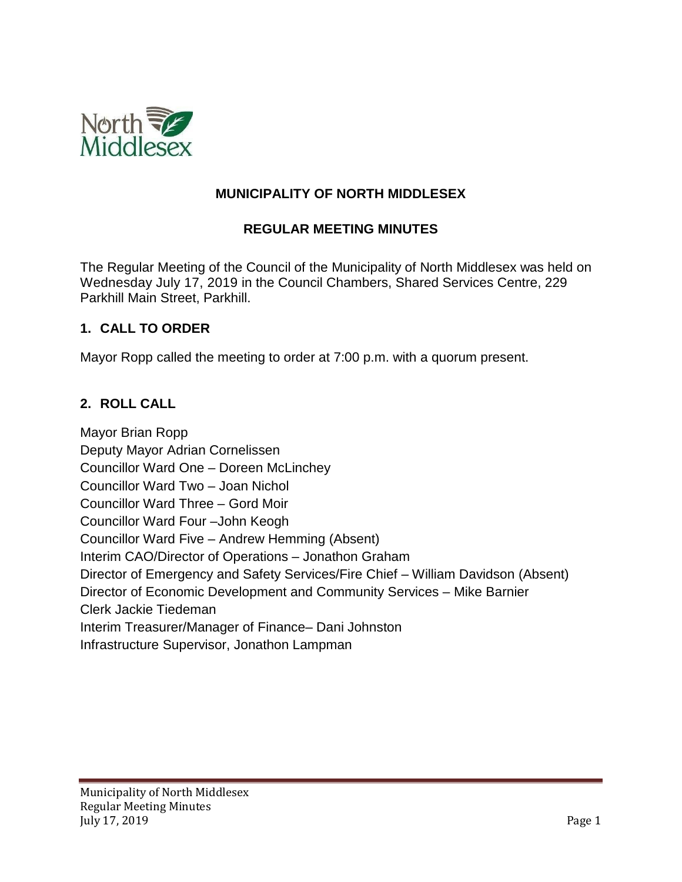# MUNICIPALITY OF NORTH MIDDLESEX

## REGULAR MEETING MINUTES

The Regular Meeting of the Council of the Municipality of North Middlesex was held on Wednesday July 17, 2019 in the Council Chambers, Shared Services Centre, 229 Parkhill Main Street, Parkhill.

### 1. CALL TO ORDER

Mayor Ropp called the meeting to order at 7:00 p.m. with a quorum present.

### 2. ROLL CALL

Mayor Brian Ropp
Deputy Mayor Adrian Cornelissen
Councillor Ward One – Doreen McLinchey
Councillor Ward Two – Joan Nichol
Councillor Ward Three – Gord Moir
Councillor Ward Four –John Keogh
Councillor Ward Five – Andrew Hemming (Absent)
Interim CAO/Director of Operations – Jonathon Graham
Director of Emergency and Safety Services/Fire Chief – William Davidson (Absent)
Director of Economic Development and Community Services – Mike Barnier
Clerk Jackie Tiedeman
Interim Treasurer/Manager of Finance– Dani Johnston
Infrastructure Supervisor, Jonathon Lampman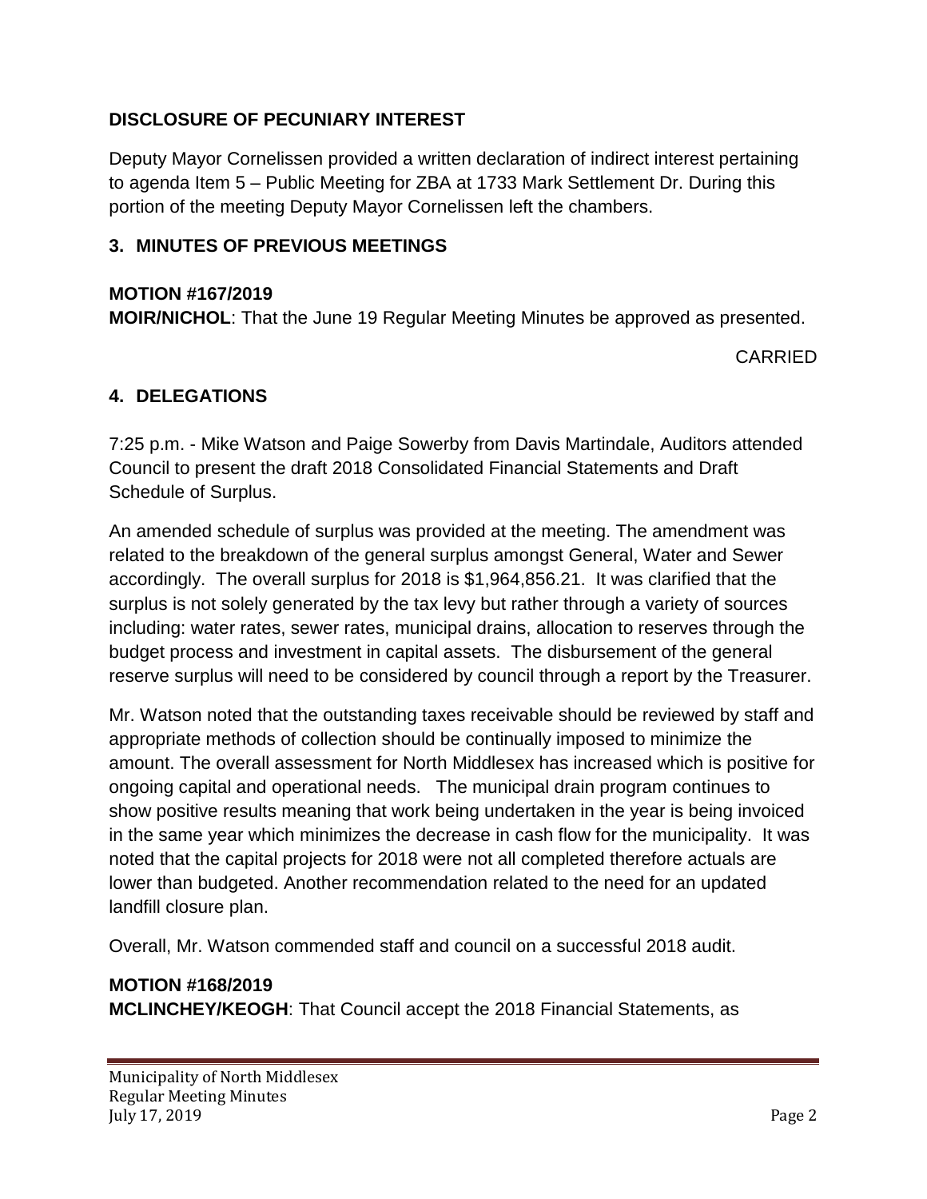## DISCLOSURE OF PECUNIARY INTEREST

Deputy Mayor Cornelissen provided a written declaration of indirect interest pertaining to agenda Item 5 – Public Meeting for ZBA at 1733 Mark Settlement Dr. During this portion of the meeting Deputy Mayor Cornelissen left the chambers.

## 3. MINUTES OF PREVIOUS MEETINGS

**MOTION #167/2019**
**MOIR/NICHOL**: That the June 19 Regular Meeting Minutes be approved as presented.

CARRIED

## 4. DELEGATIONS

7:25 p.m. - Mike Watson and Paige Sowerby from Davis Martindale, Auditors attended Council to present the draft 2018 Consolidated Financial Statements and Draft Schedule of Surplus.

An amended schedule of surplus was provided at the meeting. The amendment was related to the breakdown of the general surplus amongst General, Water and Sewer accordingly. The overall surplus for 2018 is $1,964,856.21. It was clarified that the surplus is not solely generated by the tax levy but rather through a variety of sources including: water rates, sewer rates, municipal drains, allocation to reserves through the budget process and investment in capital assets. The disbursement of the general reserve surplus will need to be considered by council through a report by the Treasurer.

Mr. Watson noted that the outstanding taxes receivable should be reviewed by staff and appropriate methods of collection should be continually imposed to minimize the amount. The overall assessment for North Middlesex has increased which is positive for ongoing capital and operational needs. The municipal drain program continues to show positive results meaning that work being undertaken in the year is being invoiced in the same year which minimizes the decrease in cash flow for the municipality. It was noted that the capital projects for 2018 were not all completed therefore actuals are lower than budgeted. Another recommendation related to the need for an updated landfill closure plan.

Overall, Mr. Watson commended staff and council on a successful 2018 audit.

**MOTION #168/2019**
**MCLINCHEY/KEOGH**: That Council accept the 2018 Financial Statements, as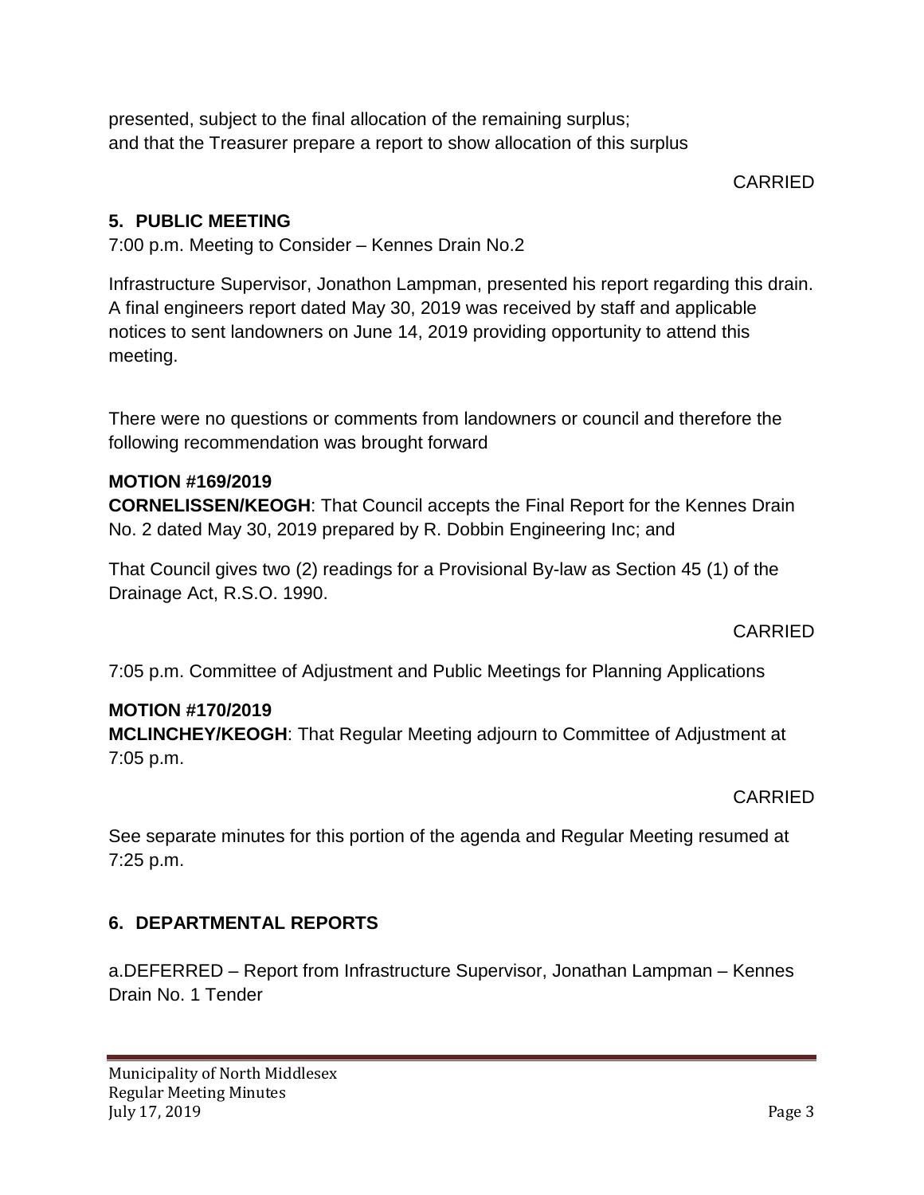presented, subject to the final allocation of the remaining surplus;
and that the Treasurer prepare a report to show allocation of this surplus

CARRIED

## 5. PUBLIC MEETING

7:00 p.m. Meeting to Consider – Kennes Drain No.2

Infrastructure Supervisor, Jonathon Lampman, presented his report regarding this drain. A final engineers report dated May 30, 2019 was received by staff and applicable notices to sent landowners on June 14, 2019 providing opportunity to attend this meeting.

There were no questions or comments from landowners or council and therefore the following recommendation was brought forward

**MOTION #169/2019**
**CORNELISSEN/KEOGH**: That Council accepts the Final Report for the Kennes Drain No. 2 dated May 30, 2019 prepared by R. Dobbin Engineering Inc; and

That Council gives two (2) readings for a Provisional By-law as Section 45 (1) of the Drainage Act, R.S.O. 1990.

CARRIED

7:05 p.m. Committee of Adjustment and Public Meetings for Planning Applications

**MOTION #170/2019**
**MCLINCHEY/KEOGH**: That Regular Meeting adjourn to Committee of Adjustment at 7:05 p.m.

CARRIED

See separate minutes for this portion of the agenda and Regular Meeting resumed at 7:25 p.m.

## 6. DEPARTMENTAL REPORTS

a.DEFERRED – Report from Infrastructure Supervisor, Jonathan Lampman – Kennes Drain No. 1 Tender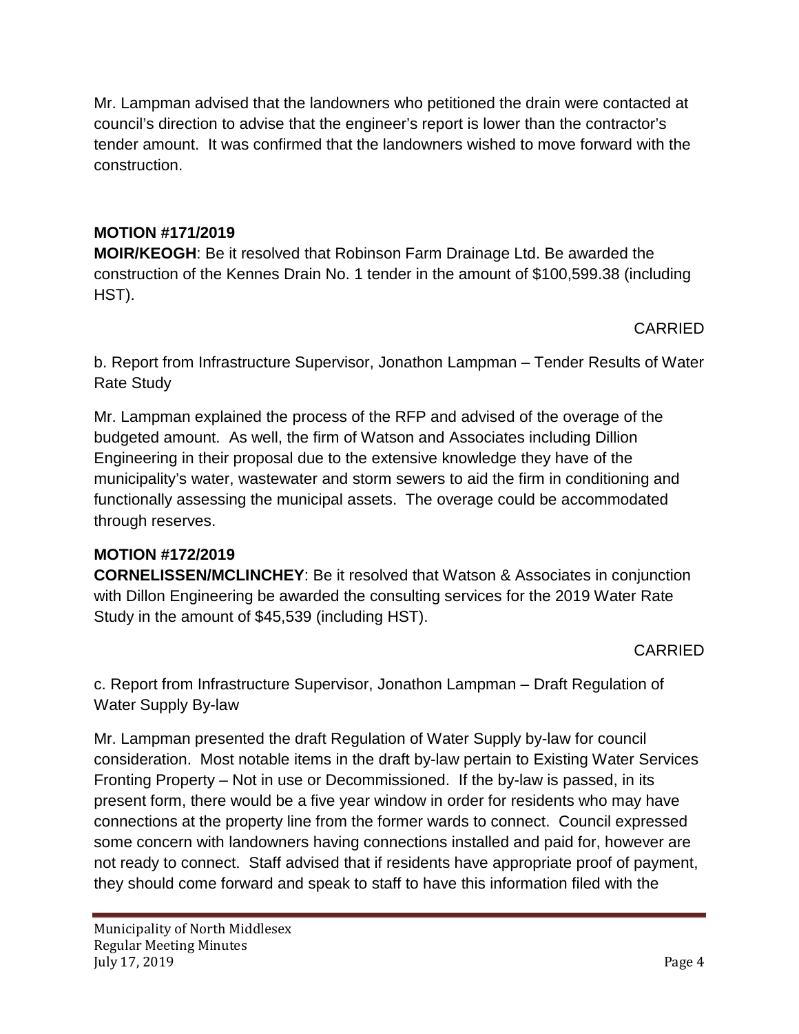Mr. Lampman advised that the landowners who petitioned the drain were contacted at council's direction to advise that the engineer's report is lower than the contractor's tender amount. It was confirmed that the landowners wished to move forward with the construction.

**MOTION #171/2019**

**MOIR/KEOGH**: Be it resolved that Robinson Farm Drainage Ltd. Be awarded the construction of the Kennes Drain No. 1 tender in the amount of $100,599.38 (including HST).

CARRIED

b. Report from Infrastructure Supervisor, Jonathon Lampman – Tender Results of Water Rate Study

Mr. Lampman explained the process of the RFP and advised of the overage of the budgeted amount. As well, the firm of Watson and Associates including Dillion Engineering in their proposal due to the extensive knowledge they have of the municipality's water, wastewater and storm sewers to aid the firm in conditioning and functionally assessing the municipal assets. The overage could be accommodated through reserves.

**MOTION #172/2019**

**CORNELISSEN/MCLINCHEY**: Be it resolved that Watson & Associates in conjunction with Dillon Engineering be awarded the consulting services for the 2019 Water Rate Study in the amount of $45,539 (including HST).

CARRIED

c. Report from Infrastructure Supervisor, Jonathon Lampman – Draft Regulation of Water Supply By-law

Mr. Lampman presented the draft Regulation of Water Supply by-law for council consideration. Most notable items in the draft by-law pertain to Existing Water Services Fronting Property – Not in use or Decommissioned. If the by-law is passed, in its present form, there would be a five year window in order for residents who may have connections at the property line from the former wards to connect. Council expressed some concern with landowners having connections installed and paid for, however are not ready to connect. Staff advised that if residents have appropriate proof of payment, they should come forward and speak to staff to have this information filed with the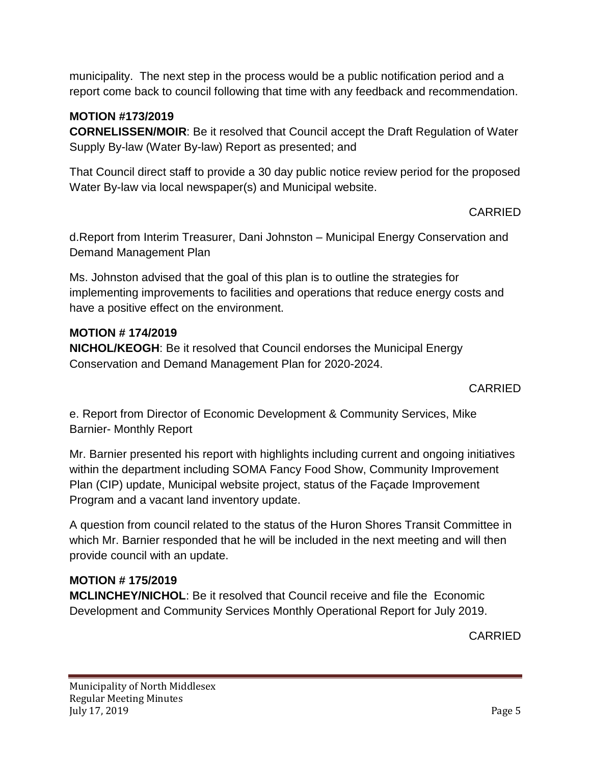municipality. The next step in the process would be a public notification period and a report come back to council following that time with any feedback and recommendation.

**MOTION #173/2019**
**CORNELISSEN/MOIR**: Be it resolved that Council accept the Draft Regulation of Water Supply By-law (Water By-law) Report as presented; and

That Council direct staff to provide a 30 day public notice review period for the proposed Water By-law via local newspaper(s) and Municipal website.

CARRIED

d.Report from Interim Treasurer, Dani Johnston – Municipal Energy Conservation and Demand Management Plan

Ms. Johnston advised that the goal of this plan is to outline the strategies for implementing improvements to facilities and operations that reduce energy costs and have a positive effect on the environment.

**MOTION # 174/2019**
**NICHOL/KEOGH**: Be it resolved that Council endorses the Municipal Energy Conservation and Demand Management Plan for 2020-2024.

CARRIED

e. Report from Director of Economic Development & Community Services, Mike Barnier- Monthly Report

Mr. Barnier presented his report with highlights including current and ongoing initiatives within the department including SOMA Fancy Food Show, Community Improvement Plan (CIP) update, Municipal website project, status of the Façade Improvement Program and a vacant land inventory update.

A question from council related to the status of the Huron Shores Transit Committee in which Mr. Barnier responded that he will be included in the next meeting and will then provide council with an update.

**MOTION # 175/2019**
**MCLINCHEY/NICHOL**: Be it resolved that Council receive and file the Economic Development and Community Services Monthly Operational Report for July 2019.

CARRIED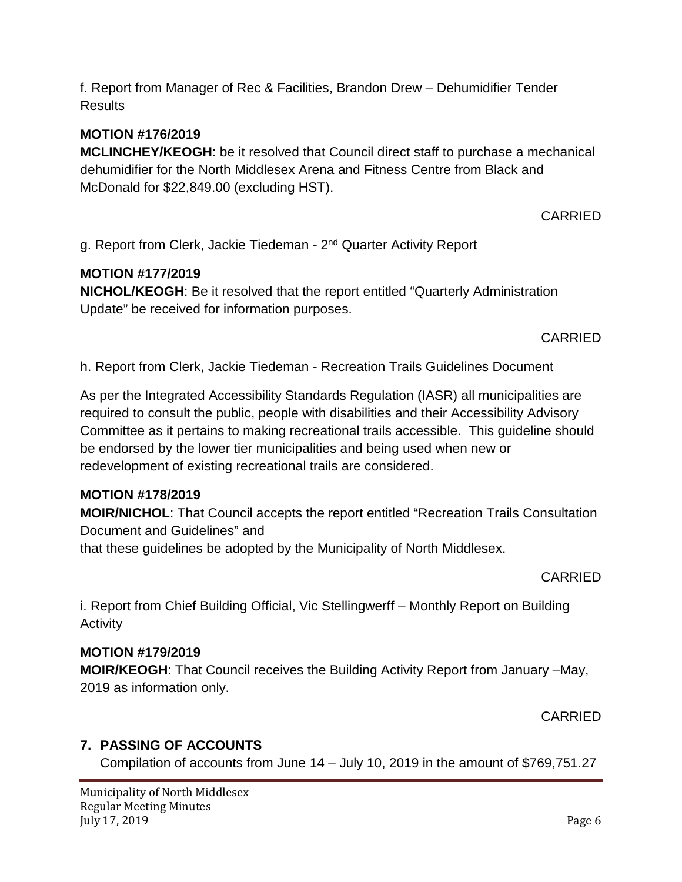f. Report from Manager of Rec & Facilities, Brandon Drew – Dehumidifier Tender Results

**MOTION #176/2019**

**MCLINCHEY/KEOGH**: be it resolved that Council direct staff to purchase a mechanical dehumidifier for the North Middlesex Arena and Fitness Centre from Black and McDonald for $22,849.00 (excluding HST).

CARRIED

g. Report from Clerk, Jackie Tiedeman - 2nd Quarter Activity Report

**MOTION #177/2019**

**NICHOL/KEOGH**: Be it resolved that the report entitled “Quarterly Administration Update” be received for information purposes.

CARRIED

h. Report from Clerk, Jackie Tiedeman - Recreation Trails Guidelines Document

As per the Integrated Accessibility Standards Regulation (IASR) all municipalities are required to consult the public, people with disabilities and their Accessibility Advisory Committee as it pertains to making recreational trails accessible. This guideline should be endorsed by the lower tier municipalities and being used when new or redevelopment of existing recreational trails are considered.

**MOTION #178/2019**

**MOIR/NICHOL**: That Council accepts the report entitled “Recreation Trails Consultation Document and Guidelines” and
that these guidelines be adopted by the Municipality of North Middlesex.

CARRIED

i. Report from Chief Building Official, Vic Stellingwerff – Monthly Report on Building Activity

**MOTION #179/2019**

**MOIR/KEOGH**: That Council receives the Building Activity Report from January –May, 2019 as information only.

CARRIED

## 7. PASSING OF ACCOUNTS

Compilation of accounts from June 14 – July 10, 2019 in the amount of $769,751.27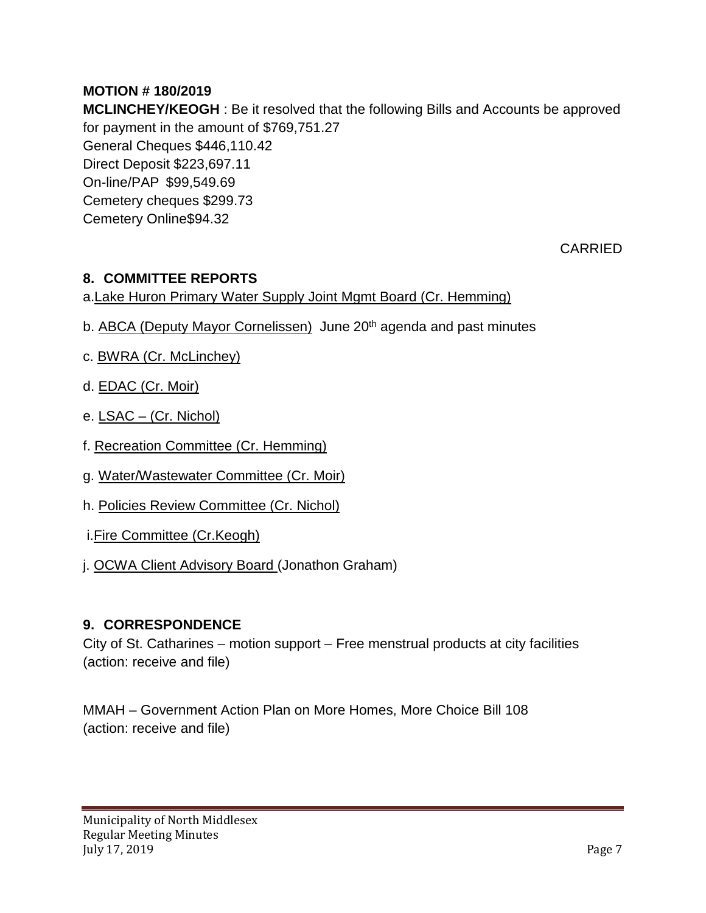**MOTION # 180/2019**

**MCLINCHEY/KEOGH** : Be it resolved that the following Bills and Accounts be approved for payment in the amount of $769,751.27
General Cheques $446,110.42
Direct Deposit $223,697.11
On-line/PAP $99,549.69
Cemetery cheques $299.73
Cemetery Online$94.32

CARRIED

## 8. COMMITTEE REPORTS

a. Lake Huron Primary Water Supply Joint Mgmt Board (Cr. Hemming)

b. ABCA (Deputy Mayor Cornelissen) June 20th agenda and past minutes

c. BWRA (Cr. McLinchey)

d. EDAC (Cr. Moir)

e. LSAC – (Cr. Nichol)

f. Recreation Committee (Cr. Hemming)

g. Water/Wastewater Committee (Cr. Moir)

h. Policies Review Committee (Cr. Nichol)

i. Fire Committee (Cr.Keogh)

j. OCWA Client Advisory Board (Jonathon Graham)

## 9. CORRESPONDENCE

City of St. Catharines – motion support – Free menstrual products at city facilities
(action: receive and file)

MMAH – Government Action Plan on More Homes, More Choice Bill 108
(action: receive and file)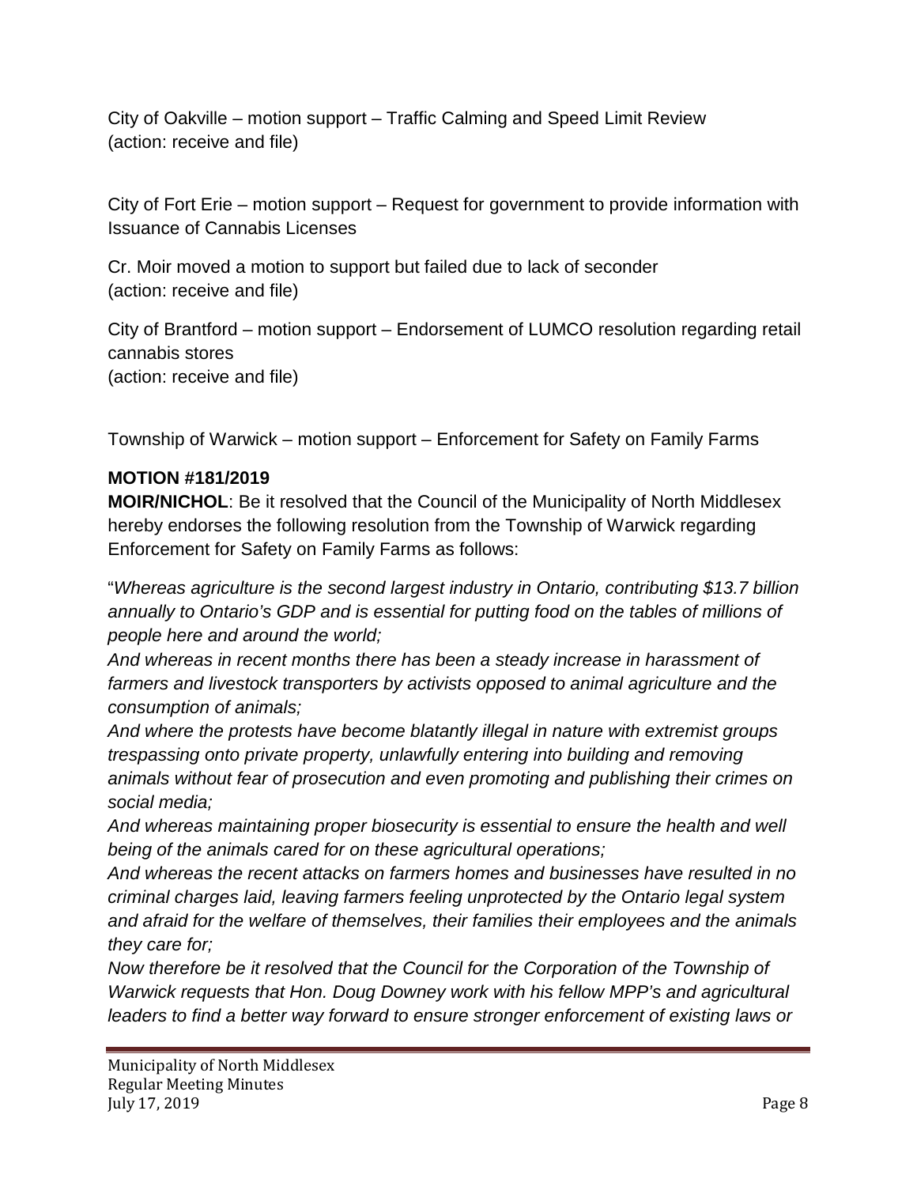City of Oakville – motion support – Traffic Calming and Speed Limit Review
(action: receive and file)

City of Fort Erie – motion support – Request for government to provide information with Issuance of Cannabis Licenses

Cr. Moir moved a motion to support but failed due to lack of seconder
(action: receive and file)

City of Brantford – motion support – Endorsement of LUMCO resolution regarding retail cannabis stores
(action: receive and file)

Township of Warwick – motion support – Enforcement for Safety on Family Farms

**MOTION #181/2019**
**MOIR/NICHOL**: Be it resolved that the Council of the Municipality of North Middlesex hereby endorses the following resolution from the Township of Warwick regarding Enforcement for Safety on Family Farms as follows:

"*Whereas agriculture is the second largest industry in Ontario, contributing $13.7 billion annually to Ontario's GDP and is essential for putting food on the tables of millions of people here and around the world;*
*And whereas in recent months there has been a steady increase in harassment of farmers and livestock transporters by activists opposed to animal agriculture and the consumption of animals;*
*And where the protests have become blatantly illegal in nature with extremist groups trespassing onto private property, unlawfully entering into building and removing animals without fear of prosecution and even promoting and publishing their crimes on social media;*
*And whereas maintaining proper biosecurity is essential to ensure the health and well being of the animals cared for on these agricultural operations;*
*And whereas the recent attacks on farmers homes and businesses have resulted in no criminal charges laid, leaving farmers feeling unprotected by the Ontario legal system and afraid for the welfare of themselves, their families their employees and the animals they care for;*
*Now therefore be it resolved that the Council for the Corporation of the Township of Warwick requests that Hon. Doug Downey work with his fellow MPP's and agricultural leaders to find a better way forward to ensure stronger enforcement of existing laws or*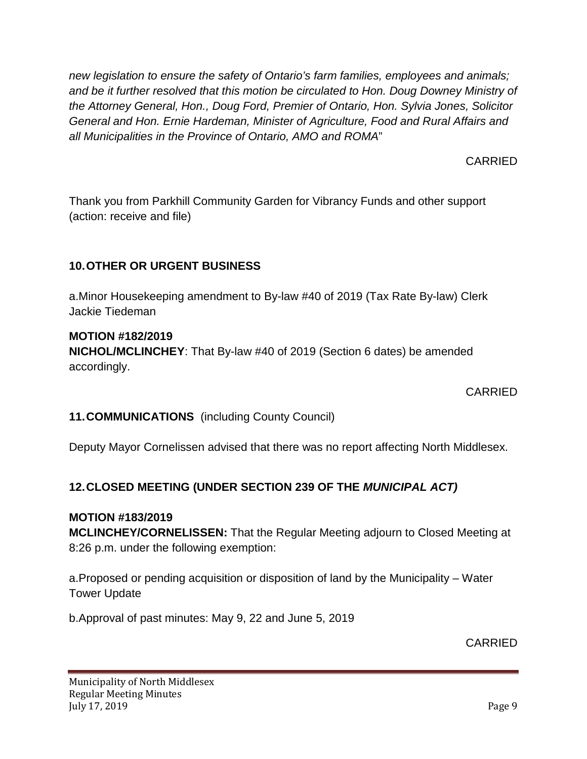*new legislation to ensure the safety of Ontario's farm families, employees and animals; and be it further resolved that this motion be circulated to Hon. Doug Downey Ministry of the Attorney General, Hon., Doug Ford, Premier of Ontario, Hon. Sylvia Jones, Solicitor General and Hon. Ernie Hardeman, Minister of Agriculture, Food and Rural Affairs and all Municipalities in the Province of Ontario, AMO and ROMA*"

CARRIED

Thank you from Parkhill Community Garden for Vibrancy Funds and other support (action: receive and file)

## 10. OTHER OR URGENT BUSINESS

a. Minor Housekeeping amendment to By-law #40 of 2019 (Tax Rate By-law) Clerk Jackie Tiedeman

**MOTION #182/2019**
**NICHOL/MCLINCHEY**: That By-law #40 of 2019 (Section 6 dates) be amended accordingly.

CARRIED

## 11. COMMUNICATIONS (including County Council)

Deputy Mayor Cornelissen advised that there was no report affecting North Middlesex.

## 12. CLOSED MEETING (UNDER SECTION 239 OF THE *MUNICIPAL ACT)*

**MOTION #183/2019**
**MCLINCHEY/CORNELISSEN:** That the Regular Meeting adjourn to Closed Meeting at 8:26 p.m. under the following exemption:

a. Proposed or pending acquisition or disposition of land by the Municipality – Water Tower Update

b. Approval of past minutes: May 9, 22 and June 5, 2019

CARRIED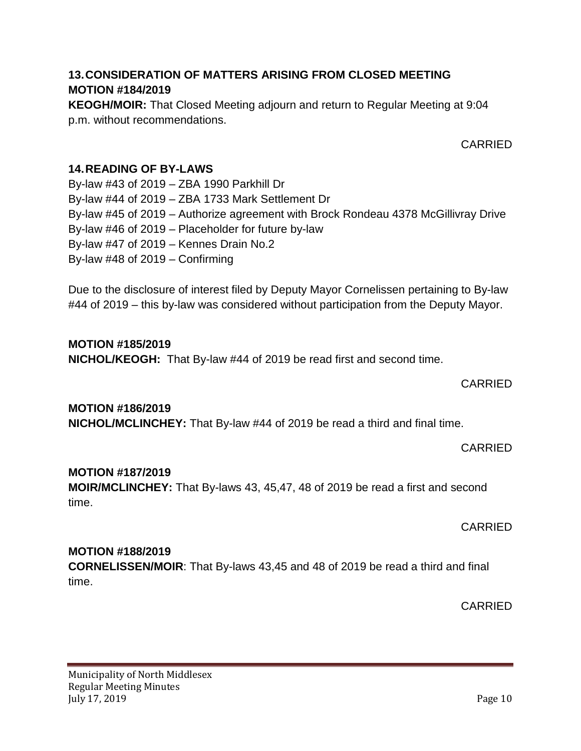## 13. CONSIDERATION OF MATTERS ARISING FROM CLOSED MEETING

**MOTION #184/2019**

**KEOGH/MOIR:** That Closed Meeting adjourn and return to Regular Meeting at 9:04 p.m. without recommendations.

CARRIED

## 14. READING OF BY-LAWS

By-law #43 of 2019 – ZBA 1990 Parkhill Dr
By-law #44 of 2019 – ZBA 1733 Mark Settlement Dr
By-law #45 of 2019 – Authorize agreement with Brock Rondeau 4378 McGillivray Drive
By-law #46 of 2019 – Placeholder for future by-law
By-law #47 of 2019 – Kennes Drain No.2
By-law #48 of 2019 – Confirming

Due to the disclosure of interest filed by Deputy Mayor Cornelissen pertaining to By-law #44 of 2019 – this by-law was considered without participation from the Deputy Mayor.

**MOTION #185/2019**

**NICHOL/KEOGH:** That By-law #44 of 2019 be read first and second time.

CARRIED

**MOTION #186/2019**

**NICHOL/MCLINCHEY:** That By-law #44 of 2019 be read a third and final time.

CARRIED

**MOTION #187/2019**

**MOIR/MCLINCHEY:** That By-laws 43, 45,47, 48 of 2019 be read a first and second time.

CARRIED

**MOTION #188/2019**

**CORNELISSEN/MOIR**: That By-laws 43,45 and 48 of 2019 be read a third and final time.

CARRIED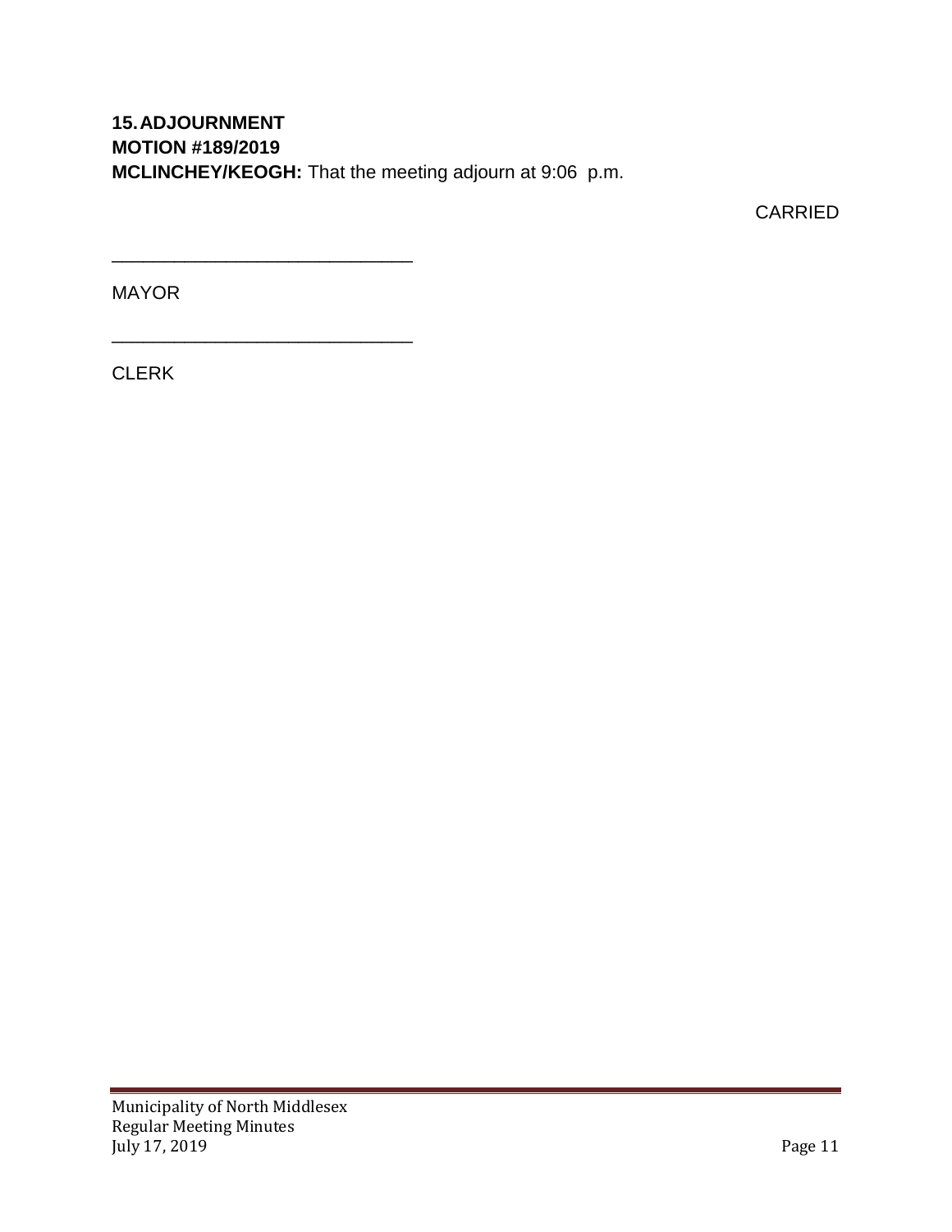**15. ADJOURNMENT**

**MOTION #189/2019**

**MCLINCHEY/KEOGH:** That the meeting adjourn at 9:06 p.m.

CARRIED

_____________________________

MAYOR

_____________________________

CLERK